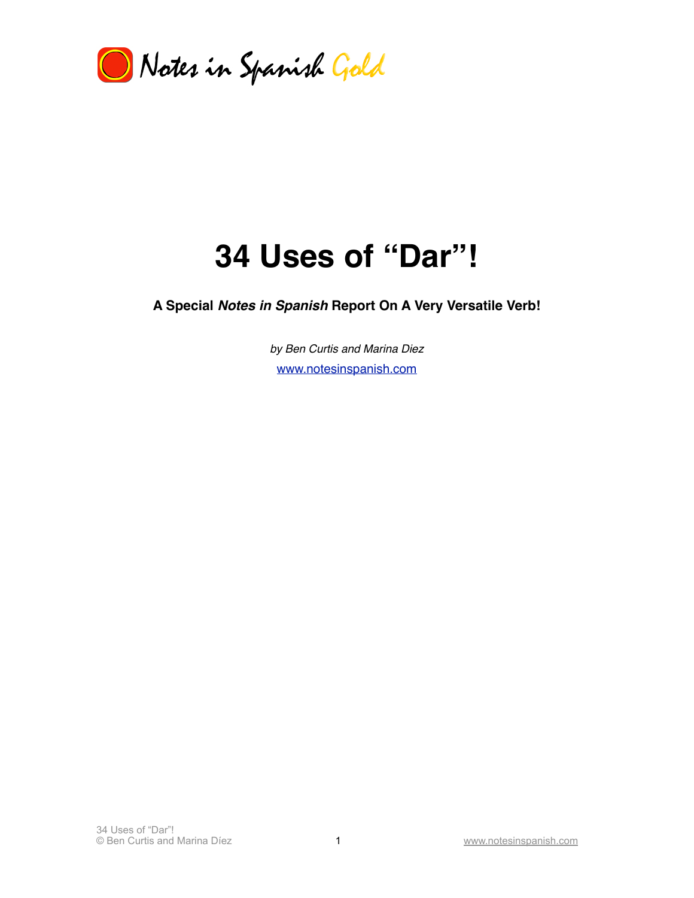Notes in Spanish Gold

# 34 Uses of "Dar"!

**A Special *Notes in Spanish* Report On A Very Versatile Verb!**

*by Ben Curtis and Marina Diez*

www.notesinspanish.com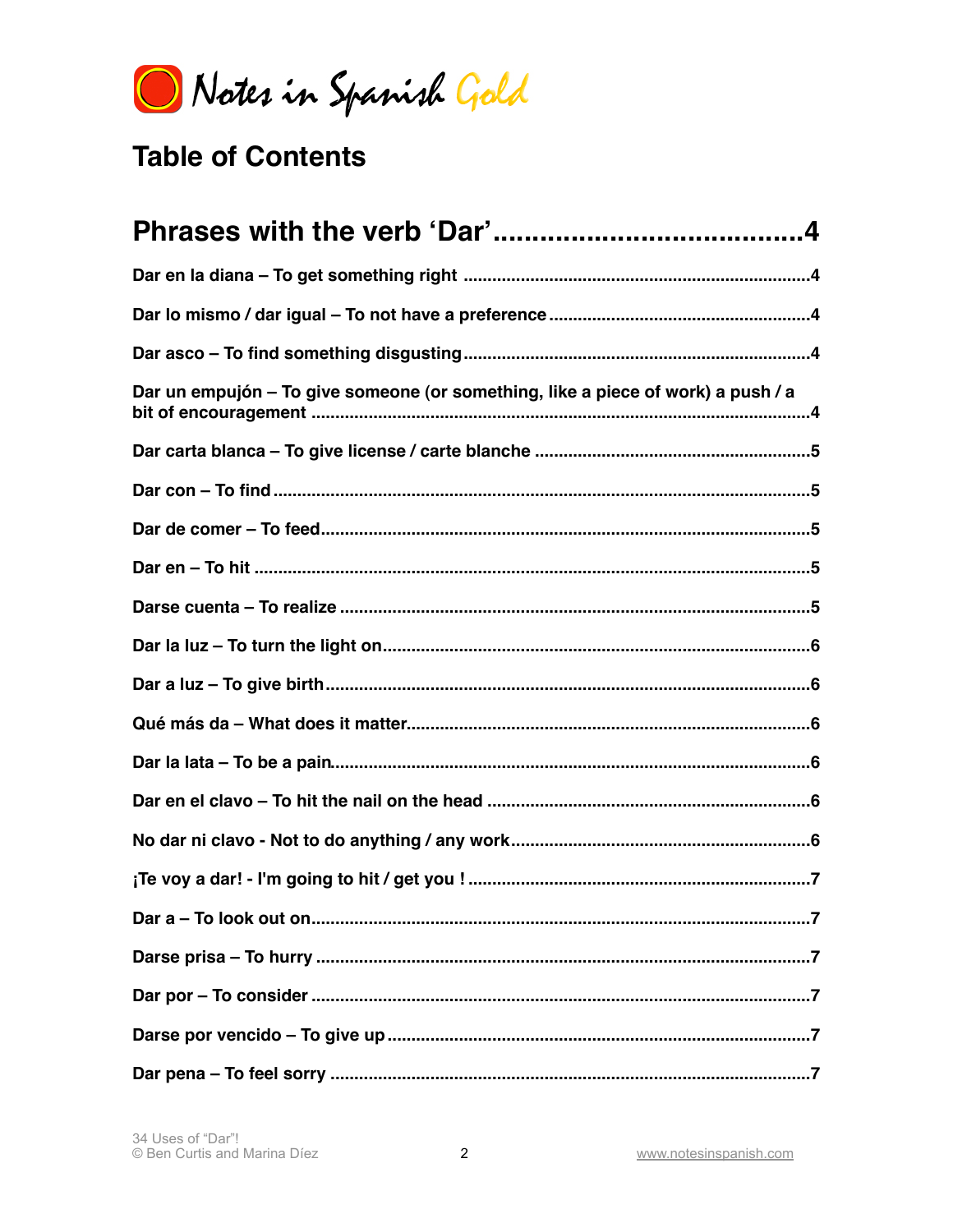# Table of Contents

## Phrases with the verb 'Dar' ....................................... 4

**Dar en la diana – To get something right** ....................................... 4

**Dar lo mismo / dar igual – To not have a preference** ....................................... 4

**Dar asco – To find something disgusting** ....................................... 4

**Dar un empujón – To give someone (or something, like a piece of work) a push / a bit of encouragement** ....................................... 4

**Dar carta blanca – To give license / carte blanche** ....................................... 5

**Dar con – To find** ....................................... 5

**Dar de comer – To feed** ....................................... 5

**Dar en – To hit** ....................................... 5

**Darse cuenta – To realize** ....................................... 5

**Dar la luz – To turn the light on** ....................................... 6

**Dar a luz – To give birth** ....................................... 6

**Qué más da – What does it matter** ....................................... 6

**Dar la lata – To be a pain** ....................................... 6

**Dar en el clavo – To hit the nail on the head** ....................................... 6

**No dar ni clavo - Not to do anything / any work** ....................................... 6

**¡Te voy a dar! - I'm going to hit / get you !** ....................................... 7

**Dar a – To look out on** ....................................... 7

**Darse prisa – To hurry** ....................................... 7

**Dar por – To consider** ....................................... 7

**Darse por vencido – To give up** ....................................... 7

**Dar pena – To feel sorry** ....................................... 7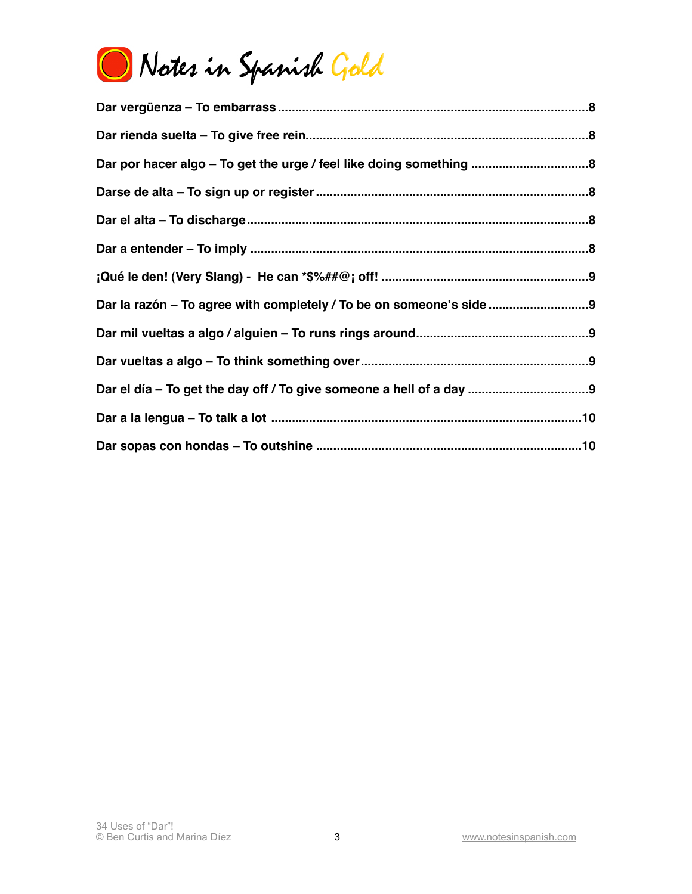Dar vergüenza – To embarrass ........................................................................................8

Dar rienda suelta – To give free rein.................................................................................8

Dar por hacer algo – To get the urge / feel like doing something ..................................8

Darse de alta – To sign up or register ..............................................................................8

Dar el alta – To discharge...................................................................................................8

Dar a entender – To imply ..................................................................................................8

¡Qué le den! (Very Slang) - He can *$%##@¡ off! ...........................................................9

Dar la razón – To agree with completely / To be on someone's side .............................9

Dar mil vueltas a algo / alguien – To runs rings around..................................................9

Dar vueltas a algo – To think something over..................................................................9

Dar el día – To get the day off / To give someone a hell of a day ..................................9

Dar a la lengua – To talk a lot ..........................................................................................10

Dar sopas con hondas – To outshine .............................................................................10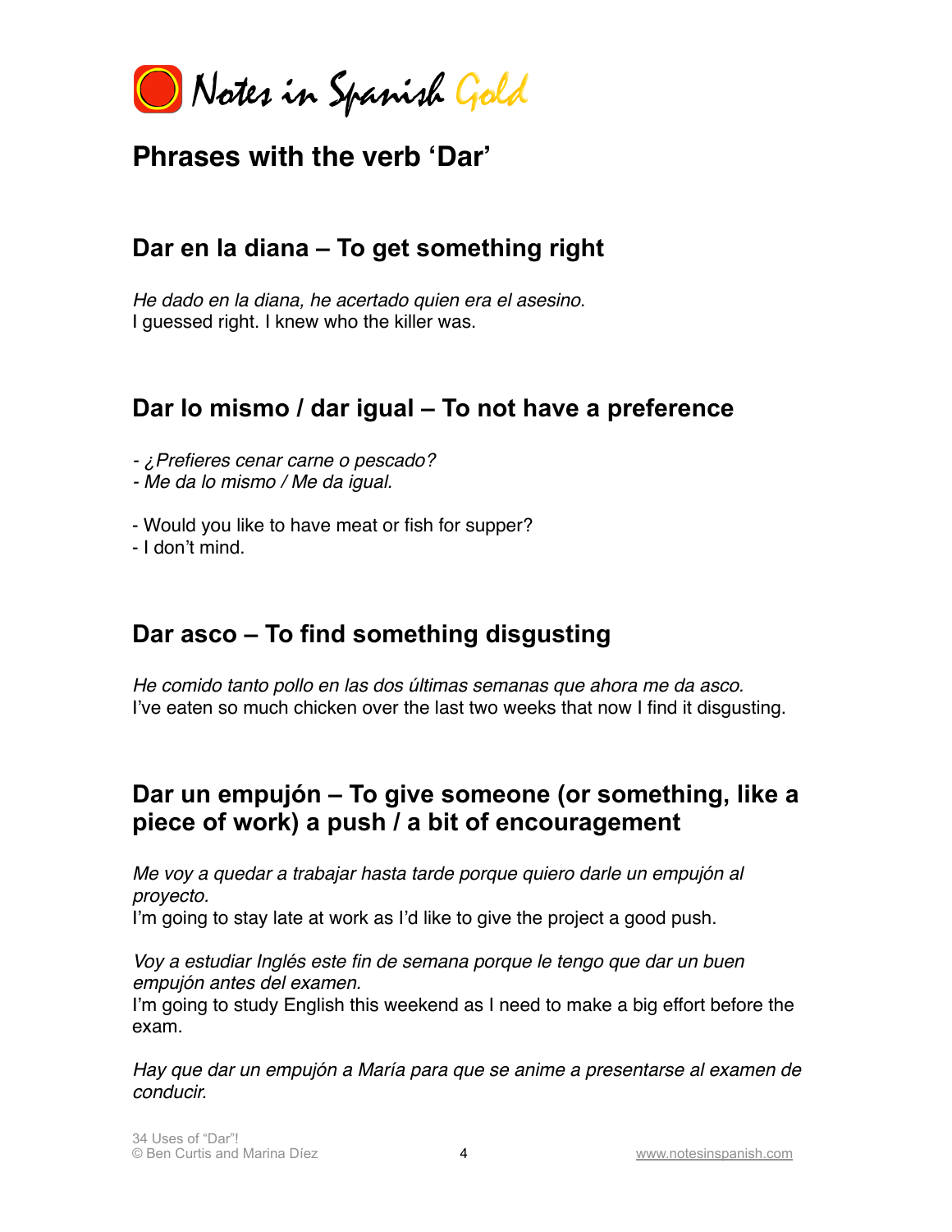## Phrases with the verb 'Dar'

### Dar en la diana – To get something right

*He dado en la diana, he acertado quien era el asesino.*
I guessed right. I knew who the killer was.

### Dar lo mismo / dar igual – To not have a preference

*- ¿Prefieres cenar carne o pescado?*
*- Me da lo mismo / Me da igual.*

- Would you like to have meat or fish for supper?
- I don't mind.

### Dar asco – To find something disgusting

*He comido tanto pollo en las dos últimas semanas que ahora me da asco.*
I've eaten so much chicken over the last two weeks that now I find it disgusting.

### Dar un empujón – To give someone (or something, like a piece of work) a push / a bit of encouragement

*Me voy a quedar a trabajar hasta tarde porque quiero darle un empujón al proyecto.*
I'm going to stay late at work as I'd like to give the project a good push.

*Voy a estudiar Inglés este fin de semana porque le tengo que dar un buen empujón antes del examen.*
I'm going to study English this weekend as I need to make a big effort before the exam.

*Hay que dar un empujón a María para que se anime a presentarse al examen de conducir.*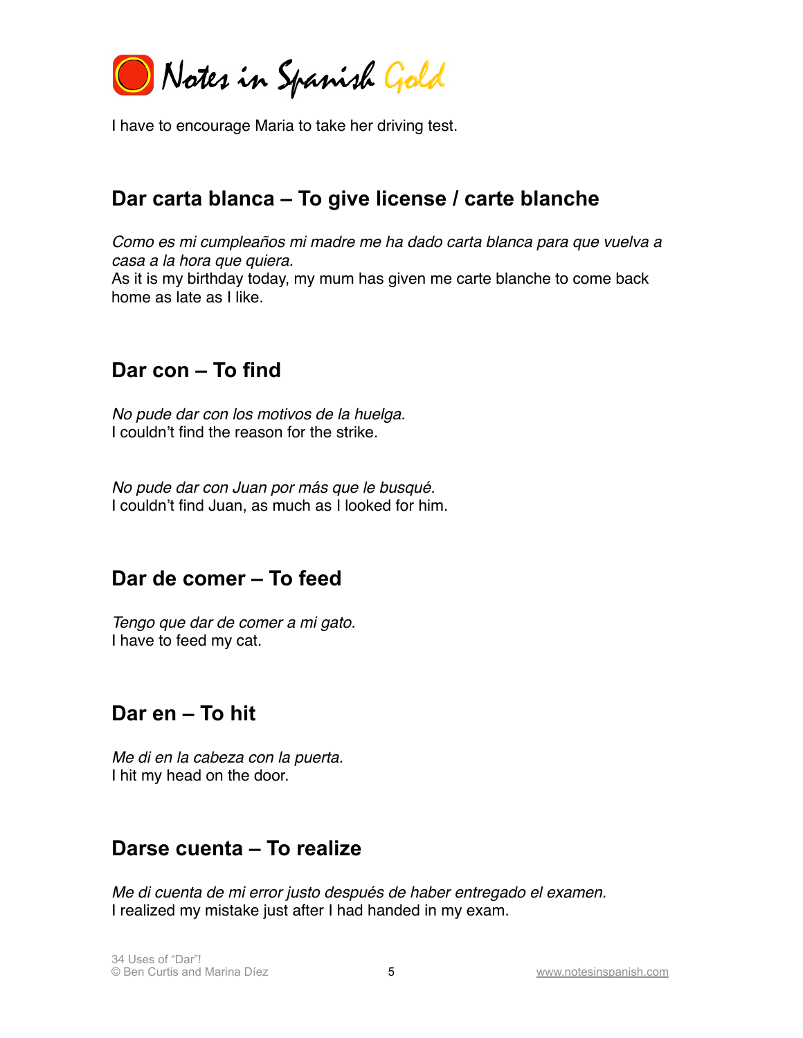I have to encourage Maria to take her driving test.

## Dar carta blanca – To give license / carte blanche

*Como es mi cumpleaños mi madre me ha dado carta blanca para que vuelva a casa a la hora que quiera.*
As it is my birthday today, my mum has given me carte blanche to come back home as late as I like.

## Dar con – To find

*No pude dar con los motivos de la huelga.*
I couldn't find the reason for the strike.

*No pude dar con Juan por más que le busqué.*
I couldn't find Juan, as much as I looked for him.

## Dar de comer – To feed

*Tengo que dar de comer a mi gato.*
I have to feed my cat.

## Dar en – To hit

*Me di en la cabeza con la puerta.*
I hit my head on the door.

## Darse cuenta – To realize

*Me di cuenta de mi error justo después de haber entregado el examen.*
I realized my mistake just after I had handed in my exam.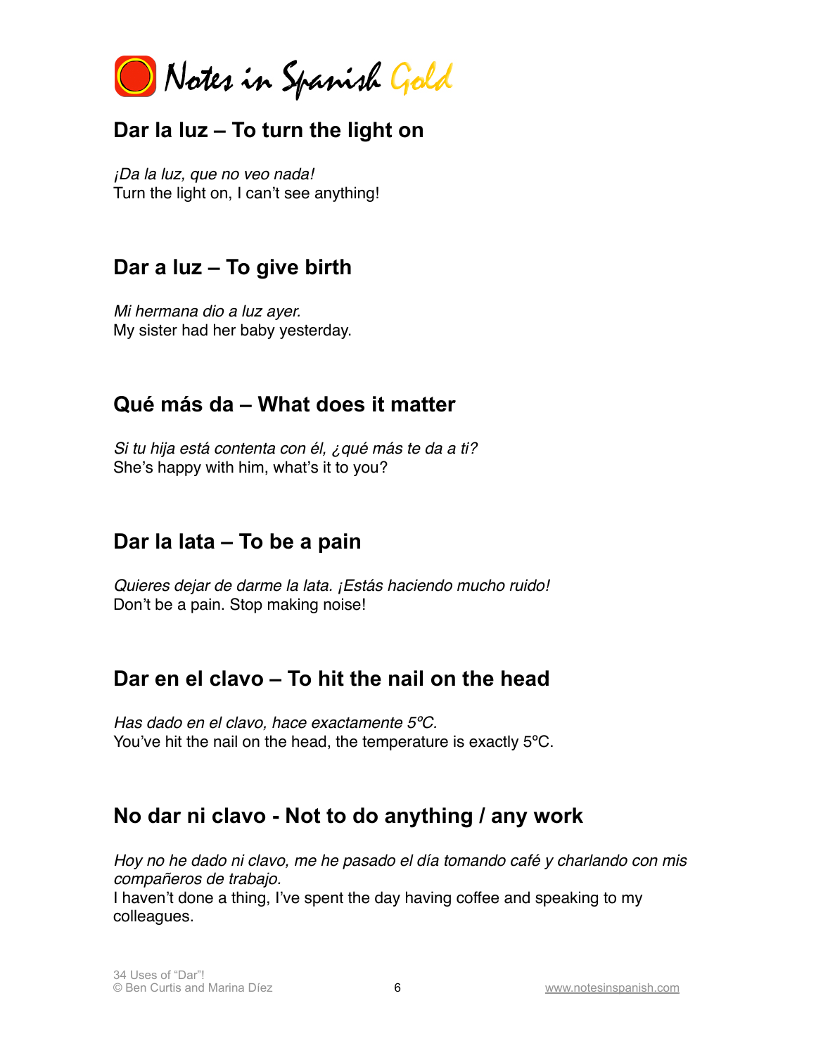## Dar la luz – To turn the light on

*¡Da la luz, que no veo nada!*
Turn the light on, I can't see anything!

## Dar a luz – To give birth

*Mi hermana dio a luz ayer.*
My sister had her baby yesterday.

## Qué más da – What does it matter

*Si tu hija está contenta con él, ¿qué más te da a ti?*
She's happy with him, what's it to you?

## Dar la lata – To be a pain

*Quieres dejar de darme la lata. ¡Estás haciendo mucho ruido!*
Don't be a pain. Stop making noise!

## Dar en el clavo – To hit the nail on the head

*Has dado en el clavo, hace exactamente 5ºC.*
You've hit the nail on the head, the temperature is exactly 5ºC.

## No dar ni clavo - Not to do anything / any work

*Hoy no he dado ni clavo, me he pasado el día tomando café y charlando con mis compañeros de trabajo.*
I haven't done a thing, I've spent the day having coffee and speaking to my colleagues.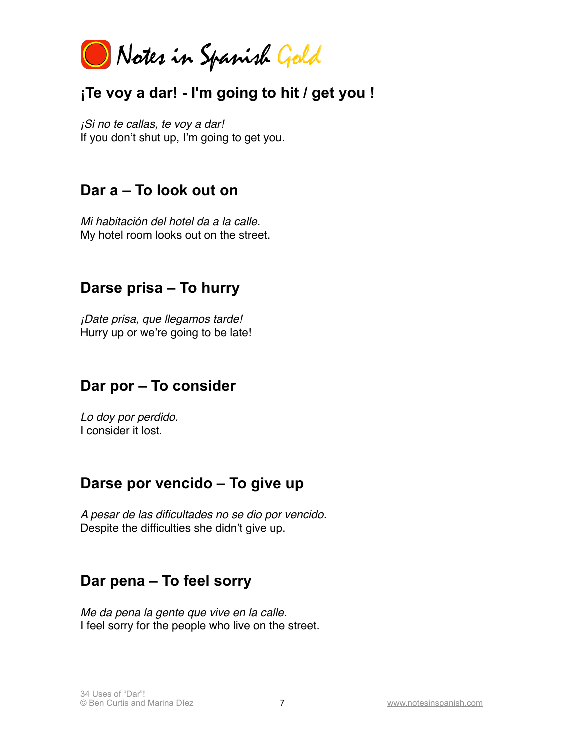## ¡Te voy a dar! - I'm going to hit / get you !

*¡Si no te callas, te voy a dar!*
If you don't shut up, I'm going to get you.

## Dar a – To look out on

*Mi habitación del hotel da a la calle.*
My hotel room looks out on the street.

## Darse prisa – To hurry

*¡Date prisa, que llegamos tarde!*
Hurry up or we're going to be late!

## Dar por – To consider

*Lo doy por perdido.*
I consider it lost.

## Darse por vencido – To give up

*A pesar de las dificultades no se dio por vencido.*
Despite the difficulties she didn't give up.

## Dar pena – To feel sorry

*Me da pena la gente que vive en la calle.*
I feel sorry for the people who live on the street.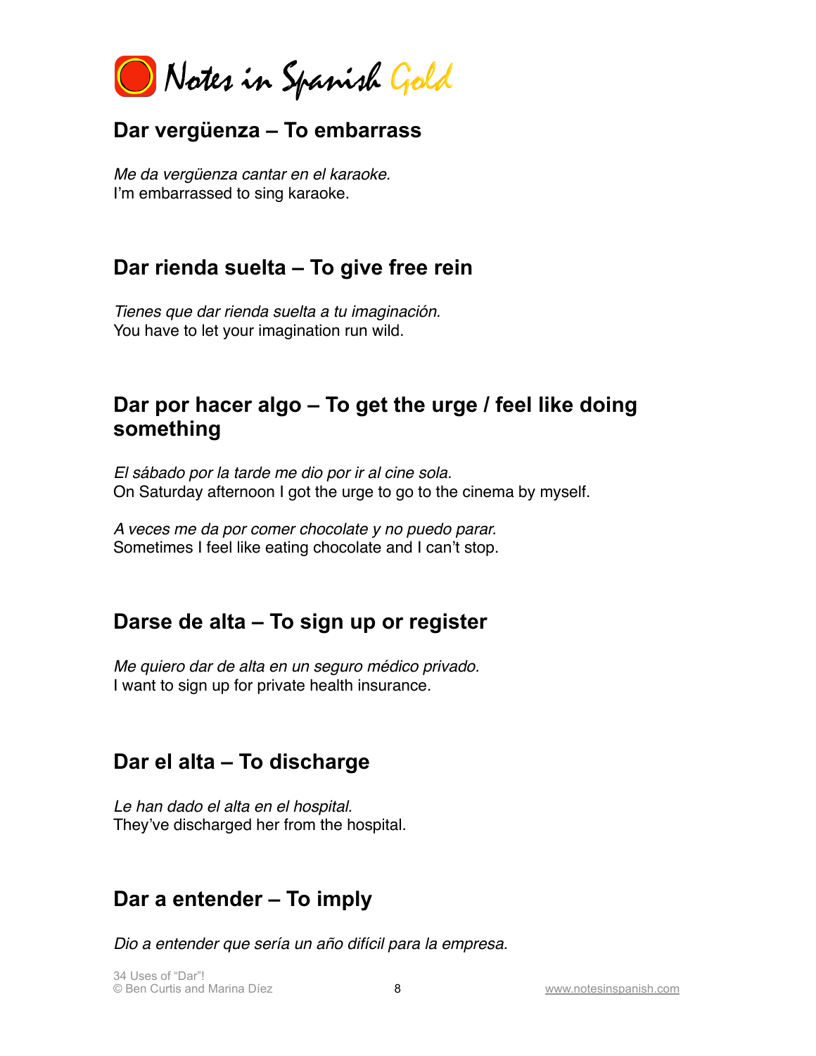## Dar vergüenza – To embarrass

*Me da vergüenza cantar en el karaoke.*
I'm embarrassed to sing karaoke.

## Dar rienda suelta – To give free rein

*Tienes que dar rienda suelta a tu imaginación.*
You have to let your imagination run wild.

## Dar por hacer algo – To get the urge / feel like doing something

*El sábado por la tarde me dio por ir al cine sola.*
On Saturday afternoon I got the urge to go to the cinema by myself.

*A veces me da por comer chocolate y no puedo parar.*
Sometimes I feel like eating chocolate and I can't stop.

## Darse de alta – To sign up or register

*Me quiero dar de alta en un seguro médico privado.*
I want to sign up for private health insurance.

## Dar el alta – To discharge

*Le han dado el alta en el hospital.*
They've discharged her from the hospital.

## Dar a entender – To imply

*Dio a entender que sería un año difícil para la empresa.*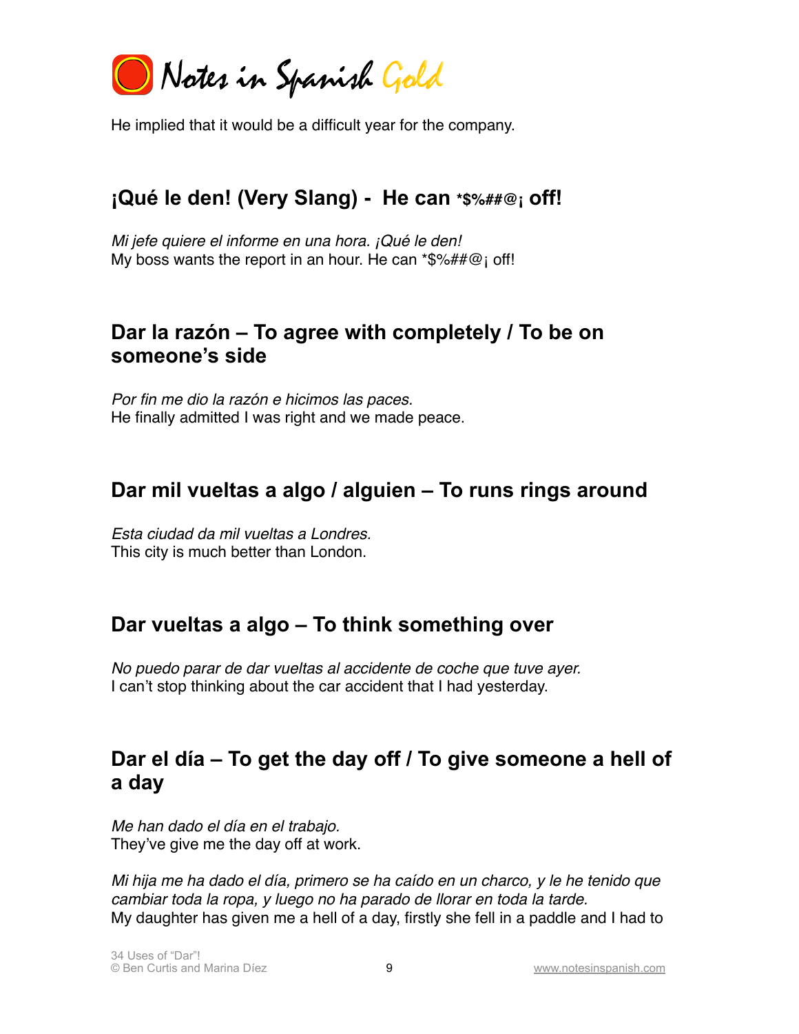He implied that it would be a difficult year for the company.

## ¡Qué le den! (Very Slang) - He can *$%##@¡ off!

*Mi jefe quiere el informe en una hora. ¡Qué le den!*
My boss wants the report in an hour. He can *$%##@¡ off!

## Dar la razón – To agree with completely / To be on someone's side

*Por fin me dio la razón e hicimos las paces.*
He finally admitted I was right and we made peace.

## Dar mil vueltas a algo / alguien – To runs rings around

*Esta ciudad da mil vueltas a Londres.*
This city is much better than London.

## Dar vueltas a algo – To think something over

*No puedo parar de dar vueltas al accidente de coche que tuve ayer.*
I can't stop thinking about the car accident that I had yesterday.

## Dar el día – To get the day off / To give someone a hell of a day

*Me han dado el día en el trabajo.*
They've give me the day off at work.

*Mi hija me ha dado el día, primero se ha caído en un charco, y le he tenido que cambiar toda la ropa, y luego no ha parado de llorar en toda la tarde.*
My daughter has given me a hell of a day, firstly she fell in a paddle and I had to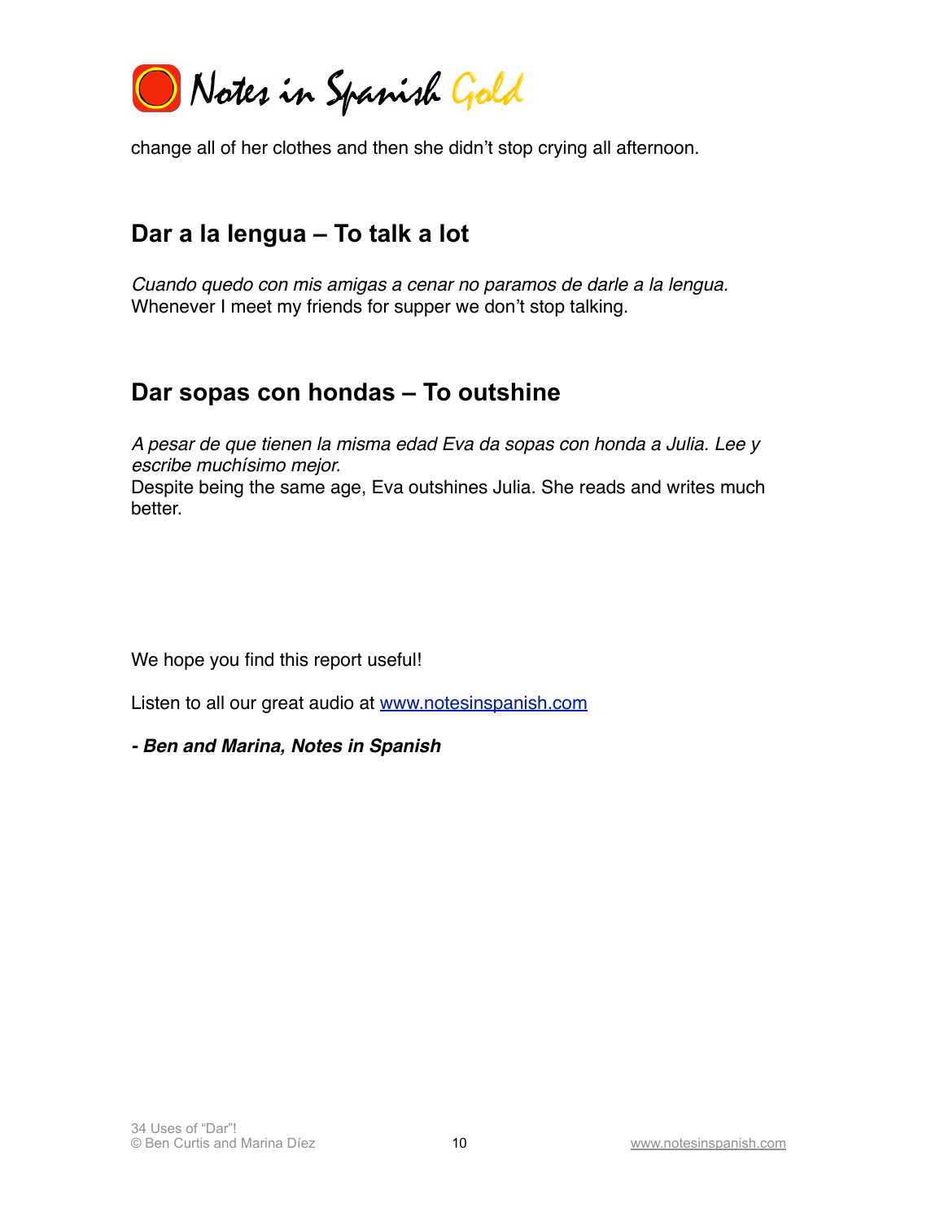change all of her clothes and then she didn't stop crying all afternoon.

## Dar a la lengua – To talk a lot

*Cuando quedo con mis amigas a cenar no paramos de darle a la lengua.*
Whenever I meet my friends for supper we don't stop talking.

## Dar sopas con hondas – To outshine

*A pesar de que tienen la misma edad Eva da sopas con honda a Julia. Lee y escribe muchísimo mejor.*
Despite being the same age, Eva outshines Julia. She reads and writes much better.

We hope you find this report useful!

Listen to all our great audio at [www.notesinspanish.com](http://www.notesinspanish.com)

***- Ben and Marina, Notes in Spanish***